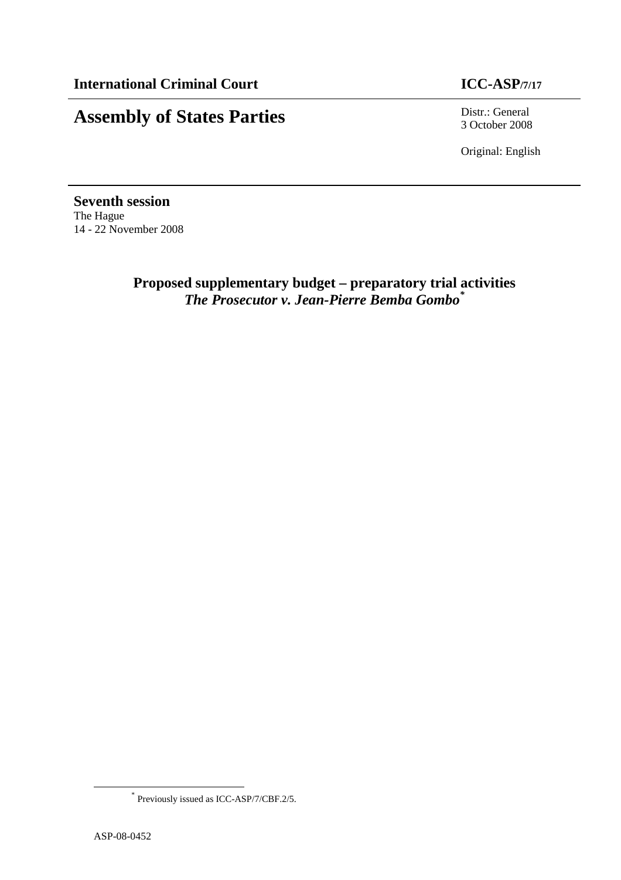**International Criminal Court** **ICC-ASP/7/17**

# Assembly of States Parties

Distr.: General
3 October 2008

Original: English

**Seventh session**
The Hague
14 - 22 November 2008

## Proposed supplementary budget – preparatory trial activities
## *The Prosecutor v. Jean-Pierre Bemba Gombo*[*]

[*] Previously issued as ICC-ASP/7/CBF.2/5.

ASP-08-0452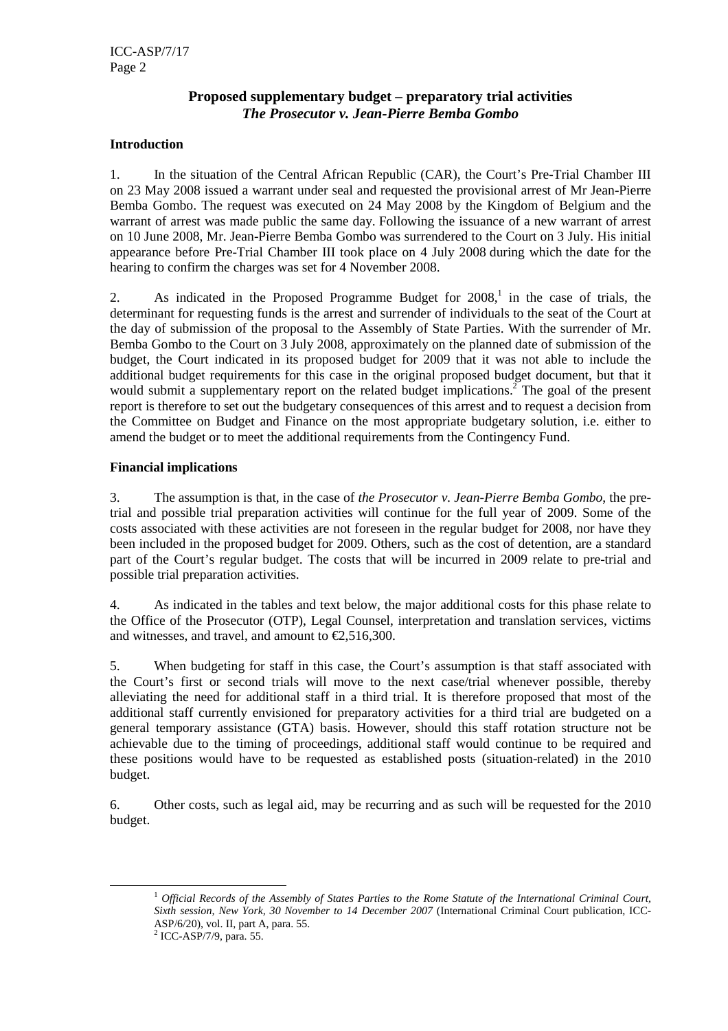## Proposed supplementary budget – preparatory trial activities
### *The Prosecutor v. Jean-Pierre Bemba Gombo*

**Introduction**

1. In the situation of the Central African Republic (CAR), the Court's Pre-Trial Chamber III on 23 May 2008 issued a warrant under seal and requested the provisional arrest of Mr Jean-Pierre Bemba Gombo. The request was executed on 24 May 2008 by the Kingdom of Belgium and the warrant of arrest was made public the same day. Following the issuance of a new warrant of arrest on 10 June 2008, Mr. Jean-Pierre Bemba Gombo was surrendered to the Court on 3 July. His initial appearance before Pre-Trial Chamber III took place on 4 July 2008 during which the date for the hearing to confirm the charges was set for 4 November 2008.

2. As indicated in the Proposed Programme Budget for 2008,[1] in the case of trials, the determinant for requesting funds is the arrest and surrender of individuals to the seat of the Court at the day of submission of the proposal to the Assembly of State Parties. With the surrender of Mr. Bemba Gombo to the Court on 3 July 2008, approximately on the planned date of submission of the budget, the Court indicated in its proposed budget for 2009 that it was not able to include the additional budget requirements for this case in the original proposed budget document, but that it would submit a supplementary report on the related budget implications.[2] The goal of the present report is therefore to set out the budgetary consequences of this arrest and to request a decision from the Committee on Budget and Finance on the most appropriate budgetary solution, i.e. either to amend the budget or to meet the additional requirements from the Contingency Fund.

**Financial implications**

3. The assumption is that, in the case of *the Prosecutor v. Jean-Pierre Bemba Gombo*, the pre-trial and possible trial preparation activities will continue for the full year of 2009. Some of the costs associated with these activities are not foreseen in the regular budget for 2008, nor have they been included in the proposed budget for 2009. Others, such as the cost of detention, are a standard part of the Court's regular budget. The costs that will be incurred in 2009 relate to pre-trial and possible trial preparation activities.

4. As indicated in the tables and text below, the major additional costs for this phase relate to the Office of the Prosecutor (OTP), Legal Counsel, interpretation and translation services, victims and witnesses, and travel, and amount to €2,516,300.

5. When budgeting for staff in this case, the Court's assumption is that staff associated with the Court's first or second trials will move to the next case/trial whenever possible, thereby alleviating the need for additional staff in a third trial. It is therefore proposed that most of the additional staff currently envisioned for preparatory activities for a third trial are budgeted on a general temporary assistance (GTA) basis. However, should this staff rotation structure not be achievable due to the timing of proceedings, additional staff would continue to be required and these positions would have to be requested as established posts (situation-related) in the 2010 budget.

6. Other costs, such as legal aid, may be recurring and as such will be requested for the 2010 budget.

---

[1] *Official Records of the Assembly of States Parties to the Rome Statute of the International Criminal Court, Sixth session, New York, 30 November to 14 December 2007* (International Criminal Court publication, ICC-ASP/6/20), vol. II, part A, para. 55.

[2] ICC-ASP/7/9, para. 55.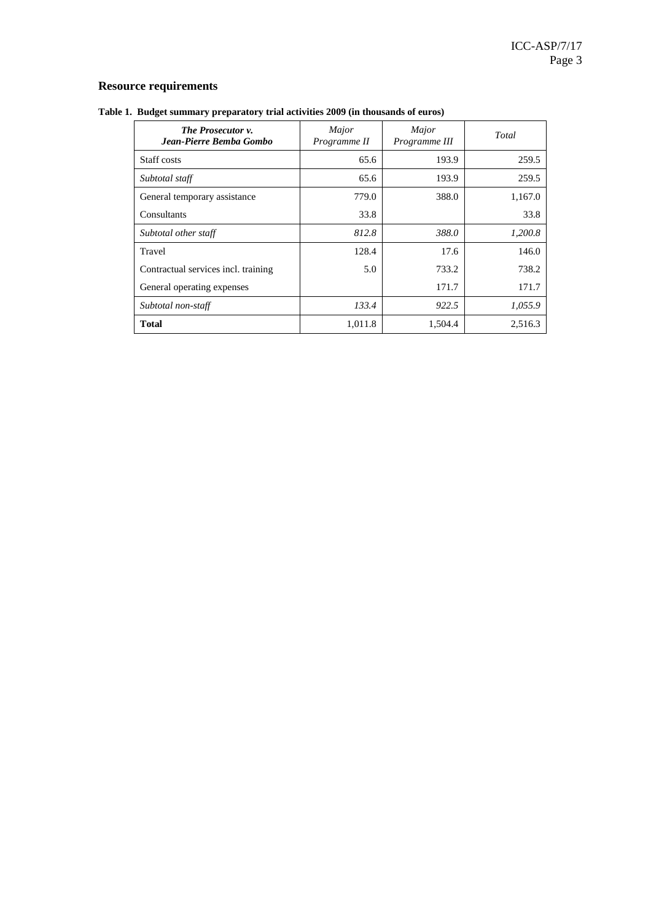## Resource requirements

**Table 1. Budget summary preparatory trial activities 2009 (in thousands of euros)**

| ***The Prosecutor v. Jean-Pierre Bemba Gombo*** | *Major Programme II* | *Major Programme III* | *Total* |
|---|---|---|---|
| Staff costs | 65.6 | 193.9 | 259.5 |
| *Subtotal staff* | 65.6 | 193.9 | 259.5 |
| General temporary assistance | 779.0 | 388.0 | 1,167.0 |
| Consultants | 33.8 | | 33.8 |
| *Subtotal other staff* | *812.8* | *388.0* | *1,200.8* |
| Travel | 128.4 | 17.6 | 146.0 |
| Contractual services incl. training | 5.0 | 733.2 | 738.2 |
| General operating expenses | | 171.7 | 171.7 |
| *Subtotal non-staff* | *133.4* | *922.5* | *1,055.9* |
| **Total** | 1,011.8 | 1,504.4 | 2,516.3 |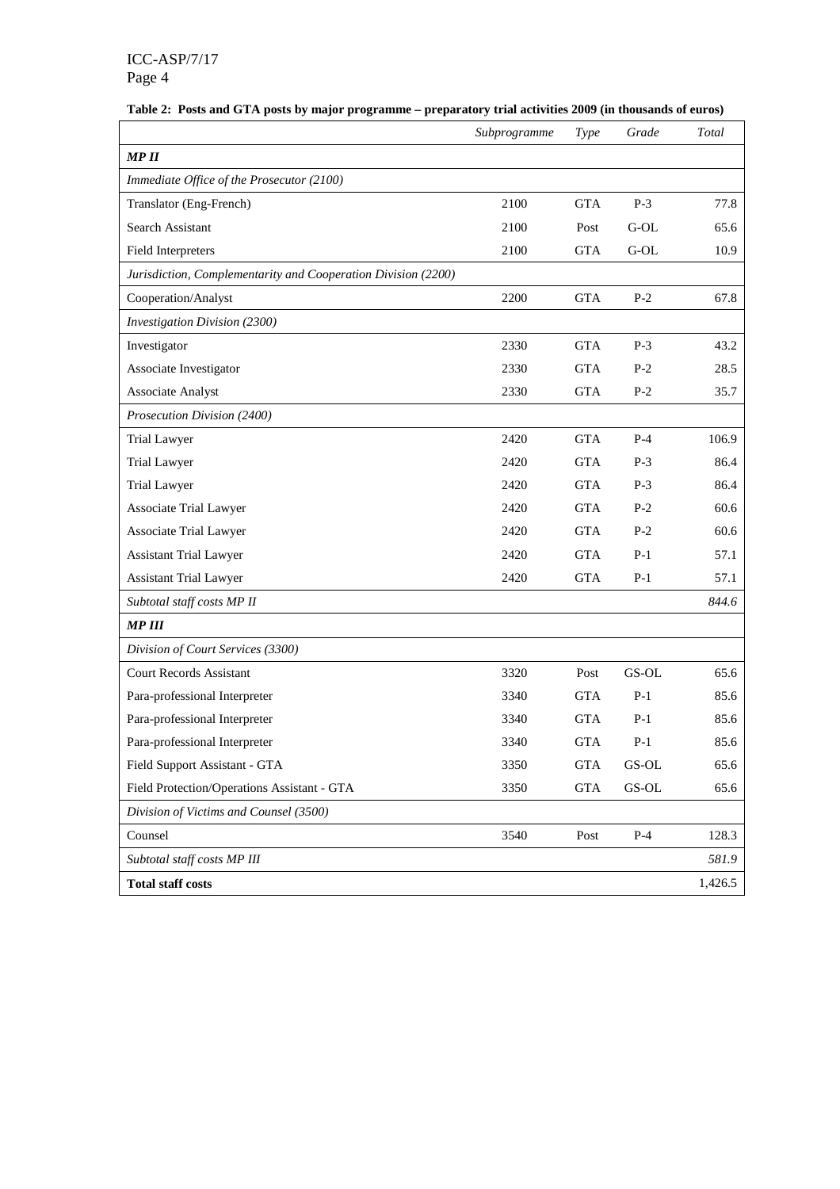**Table 2: Posts and GTA posts by major programme – preparatory trial activities 2009 (in thousands of euros)**

| | *Subprogramme* | *Type* | *Grade* | *Total* |
|---|---|---|---|---|
| ***MP II*** | | | | |
| *Immediate Office of the Prosecutor (2100)* | | | | |
| Translator (Eng-French) | 2100 | GTA | P-3 | 77.8 |
| Search Assistant | 2100 | Post | G-OL | 65.6 |
| Field Interpreters | 2100 | GTA | G-OL | 10.9 |
| *Jurisdiction, Complementarity and Cooperation Division (2200)* | | | | |
| Cooperation/Analyst | 2200 | GTA | P-2 | 67.8 |
| *Investigation Division (2300)* | | | | |
| Investigator | 2330 | GTA | P-3 | 43.2 |
| Associate Investigator | 2330 | GTA | P-2 | 28.5 |
| Associate Analyst | 2330 | GTA | P-2 | 35.7 |
| *Prosecution Division (2400)* | | | | |
| Trial Lawyer | 2420 | GTA | P-4 | 106.9 |
| Trial Lawyer | 2420 | GTA | P-3 | 86.4 |
| Trial Lawyer | 2420 | GTA | P-3 | 86.4 |
| Associate Trial Lawyer | 2420 | GTA | P-2 | 60.6 |
| Associate Trial Lawyer | 2420 | GTA | P-2 | 60.6 |
| Assistant Trial Lawyer | 2420 | GTA | P-1 | 57.1 |
| Assistant Trial Lawyer | 2420 | GTA | P-1 | 57.1 |
| *Subtotal staff costs MP II* | | | | *844.6* |
| ***MP III*** | | | | |
| *Division of Court Services (3300)* | | | | |
| Court Records Assistant | 3320 | Post | GS-OL | 65.6 |
| Para-professional Interpreter | 3340 | GTA | P-1 | 85.6 |
| Para-professional Interpreter | 3340 | GTA | P-1 | 85.6 |
| Para-professional Interpreter | 3340 | GTA | P-1 | 85.6 |
| Field Support Assistant - GTA | 3350 | GTA | GS-OL | 65.6 |
| Field Protection/Operations Assistant - GTA | 3350 | GTA | GS-OL | 65.6 |
| *Division of Victims and Counsel (3500)* | | | | |
| Counsel | 3540 | Post | P-4 | 128.3 |
| *Subtotal staff costs MP III* | | | | *581.9* |
| **Total staff costs** | | | | 1,426.5 |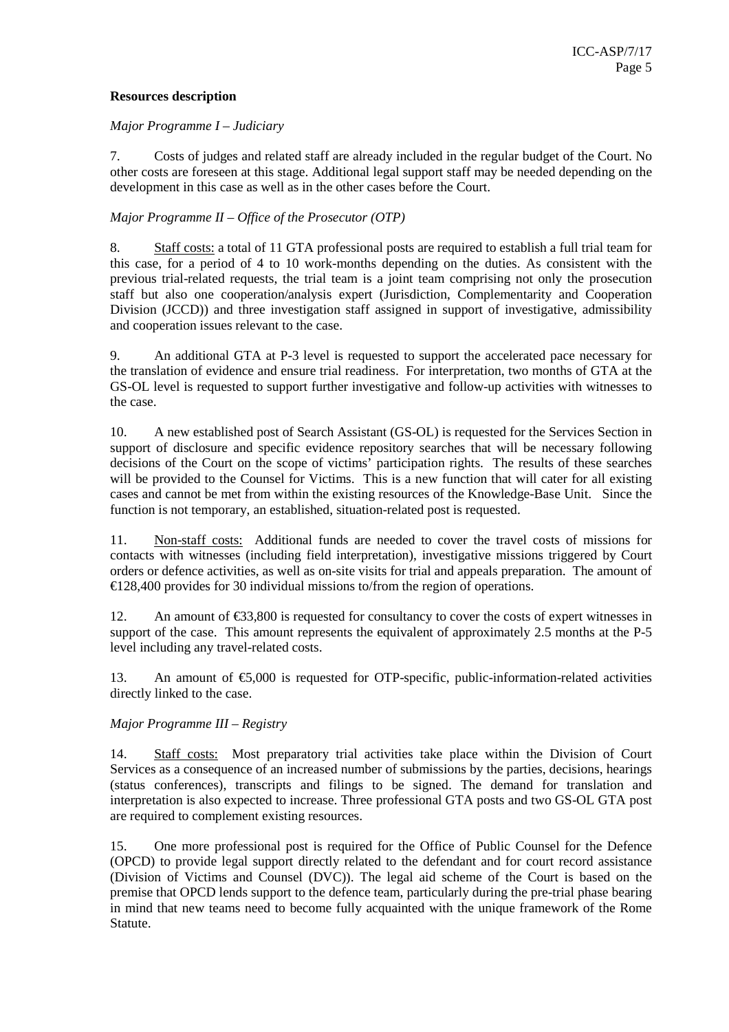**Resources description**

*Major Programme I – Judiciary*

7. Costs of judges and related staff are already included in the regular budget of the Court. No other costs are foreseen at this stage. Additional legal support staff may be needed depending on the development in this case as well as in the other cases before the Court.

*Major Programme II – Office of the Prosecutor (OTP)*

8. Staff costs: a total of 11 GTA professional posts are required to establish a full trial team for this case, for a period of 4 to 10 work-months depending on the duties. As consistent with the previous trial-related requests, the trial team is a joint team comprising not only the prosecution staff but also one cooperation/analysis expert (Jurisdiction, Complementarity and Cooperation Division (JCCD)) and three investigation staff assigned in support of investigative, admissibility and cooperation issues relevant to the case.

9. An additional GTA at P-3 level is requested to support the accelerated pace necessary for the translation of evidence and ensure trial readiness. For interpretation, two months of GTA at the GS-OL level is requested to support further investigative and follow-up activities with witnesses to the case.

10. A new established post of Search Assistant (GS-OL) is requested for the Services Section in support of disclosure and specific evidence repository searches that will be necessary following decisions of the Court on the scope of victims' participation rights. The results of these searches will be provided to the Counsel for Victims. This is a new function that will cater for all existing cases and cannot be met from within the existing resources of the Knowledge-Base Unit. Since the function is not temporary, an established, situation-related post is requested.

11. Non-staff costs: Additional funds are needed to cover the travel costs of missions for contacts with witnesses (including field interpretation), investigative missions triggered by Court orders or defence activities, as well as on-site visits for trial and appeals preparation. The amount of €128,400 provides for 30 individual missions to/from the region of operations.

12. An amount of €33,800 is requested for consultancy to cover the costs of expert witnesses in support of the case. This amount represents the equivalent of approximately 2.5 months at the P-5 level including any travel-related costs.

13. An amount of €5,000 is requested for OTP-specific, public-information-related activities directly linked to the case.

*Major Programme III – Registry*

14. Staff costs: Most preparatory trial activities take place within the Division of Court Services as a consequence of an increased number of submissions by the parties, decisions, hearings (status conferences), transcripts and filings to be signed. The demand for translation and interpretation is also expected to increase. Three professional GTA posts and two GS-OL GTA post are required to complement existing resources.

15. One more professional post is required for the Office of Public Counsel for the Defence (OPCD) to provide legal support directly related to the defendant and for court record assistance (Division of Victims and Counsel (DVC)). The legal aid scheme of the Court is based on the premise that OPCD lends support to the defence team, particularly during the pre-trial phase bearing in mind that new teams need to become fully acquainted with the unique framework of the Rome Statute.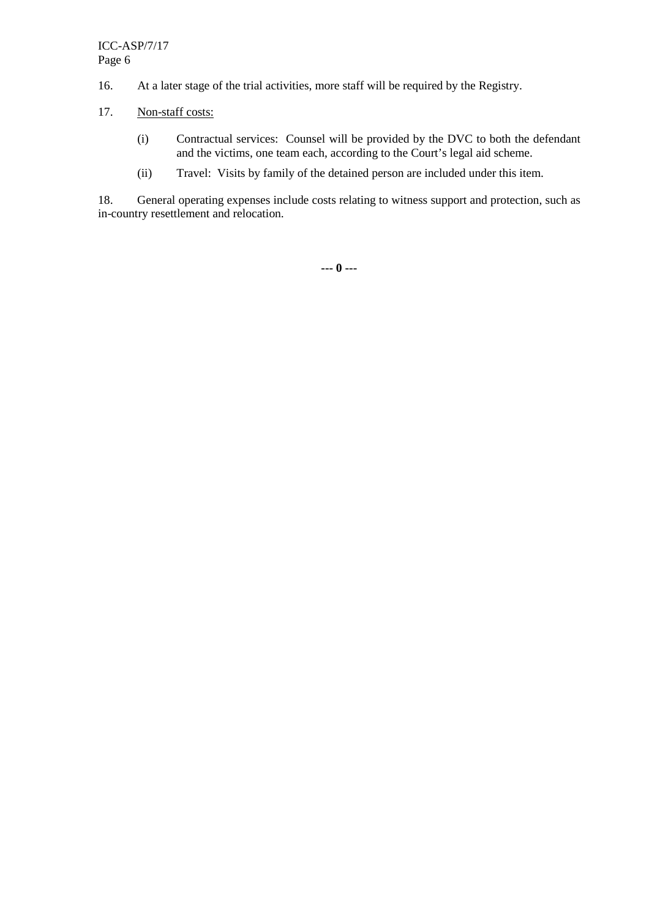16. At a later stage of the trial activities, more staff will be required by the Registry.

17. Non-staff costs:

    (i) Contractual services: Counsel will be provided by the DVC to both the defendant and the victims, one team each, according to the Court's legal aid scheme.

    (ii) Travel: Visits by family of the detained person are included under this item.

18. General operating expenses include costs relating to witness support and protection, such as in-country resettlement and relocation.

**--- 0 ---**